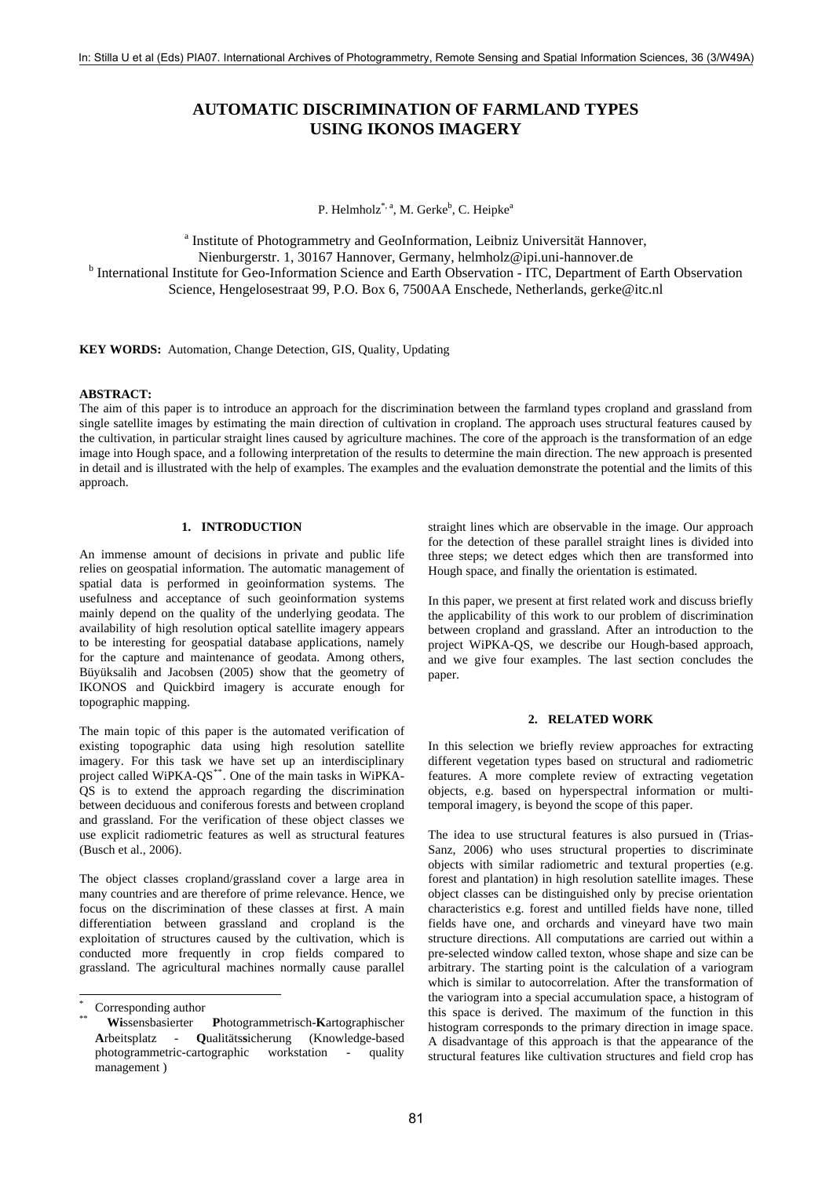# AUTOMATIC DISCRIMINATION OF FARMLAND TYPES USING IKONOS IMAGERY

P. Helmholz[*, a], M. Gerke[b], C. Heipke[a]

[a] Institute of Photogrammetry and GeoInformation, Leibniz Universität Hannover, Nienburgerstr. 1, 30167 Hannover, Germany, helmholz@ipi.uni-hannover.de

[b] International Institute for Geo-Information Science and Earth Observation - ITC, Department of Earth Observation Science, Hengelosestraat 99, P.O. Box 6, 7500AA Enschede, Netherlands, gerke@itc.nl

**KEY WORDS:** Automation, Change Detection, GIS, Quality, Updating

**ABSTRACT:**

The aim of this paper is to introduce an approach for the discrimination between the farmland types cropland and grassland from single satellite images by estimating the main direction of cultivation in cropland. The approach uses structural features caused by the cultivation, in particular straight lines caused by agriculture machines. The core of the approach is the transformation of an edge image into Hough space, and a following interpretation of the results to determine the main direction. The new approach is presented in detail and is illustrated with the help of examples. The examples and the evaluation demonstrate the potential and the limits of this approach.

## 1. INTRODUCTION

An immense amount of decisions in private and public life relies on geospatial information. The automatic management of spatial data is performed in geoinformation systems. The usefulness and acceptance of such geoinformation systems mainly depend on the quality of the underlying geodata. The availability of high resolution optical satellite imagery appears to be interesting for geospatial database applications, namely for the capture and maintenance of geodata. Among others, Büyüksalih and Jacobsen (2005) show that the geometry of IKONOS and Quickbird imagery is accurate enough for topographic mapping.

The main topic of this paper is the automated verification of existing topographic data using high resolution satellite imagery. For this task we have set up an interdisciplinary project called WiPKA-QS[**]. One of the main tasks in WiPKA-QS is to extend the approach regarding the discrimination between deciduous and coniferous forests and between cropland and grassland. For the verification of these object classes we use explicit radiometric features as well as structural features (Busch et al., 2006).

The object classes cropland/grassland cover a large area in many countries and are therefore of prime relevance. Hence, we focus on the discrimination of these classes at first. A main differentiation between grassland and cropland is the exploitation of structures caused by the cultivation, which is conducted more frequently in crop fields compared to grassland. The agricultural machines normally cause parallel straight lines which are observable in the image. Our approach for the detection of these parallel straight lines is divided into three steps; we detect edges which then are transformed into Hough space, and finally the orientation is estimated.

In this paper, we present at first related work and discuss briefly the applicability of this work to our problem of discrimination between cropland and grassland. After an introduction to the project WiPKA-QS, we describe our Hough-based approach, and we give four examples. The last section concludes the paper.

## 2. RELATED WORK

In this selection we briefly review approaches for extracting different vegetation types based on structural and radiometric features. A more complete review of extracting vegetation objects, e.g. based on hyperspectral information or multi-temporal imagery, is beyond the scope of this paper.

The idea to use structural features is also pursued in (Trias-Sanz, 2006) who uses structural properties to discriminate objects with similar radiometric and textural properties (e.g. forest and plantation) in high resolution satellite images. These object classes can be distinguished only by precise orientation characteristics e.g. forest and untilled fields have none, tilled fields have one, and orchards and vineyard have two main structure directions. All computations are carried out within a pre-selected window called texton, whose shape and size can be arbitrary. The starting point is the calculation of a variogram which is similar to autocorrelation. After the transformation of the variogram into a special accumulation space, a histogram of this space is derived. The maximum of the function in this histogram corresponds to the primary direction in image space. A disadvantage of this approach is that the appearance of the structural features like cultivation structures and field crop has

---

[*] Corresponding author

[**] **Wi**ssensbasierter **P**hotogrammetrisch-**K**artographischer **A**rbeitsplatz - **Q**ualitäts**s**icherung (Knowledge-based photogrammetric-cartographic workstation - quality management )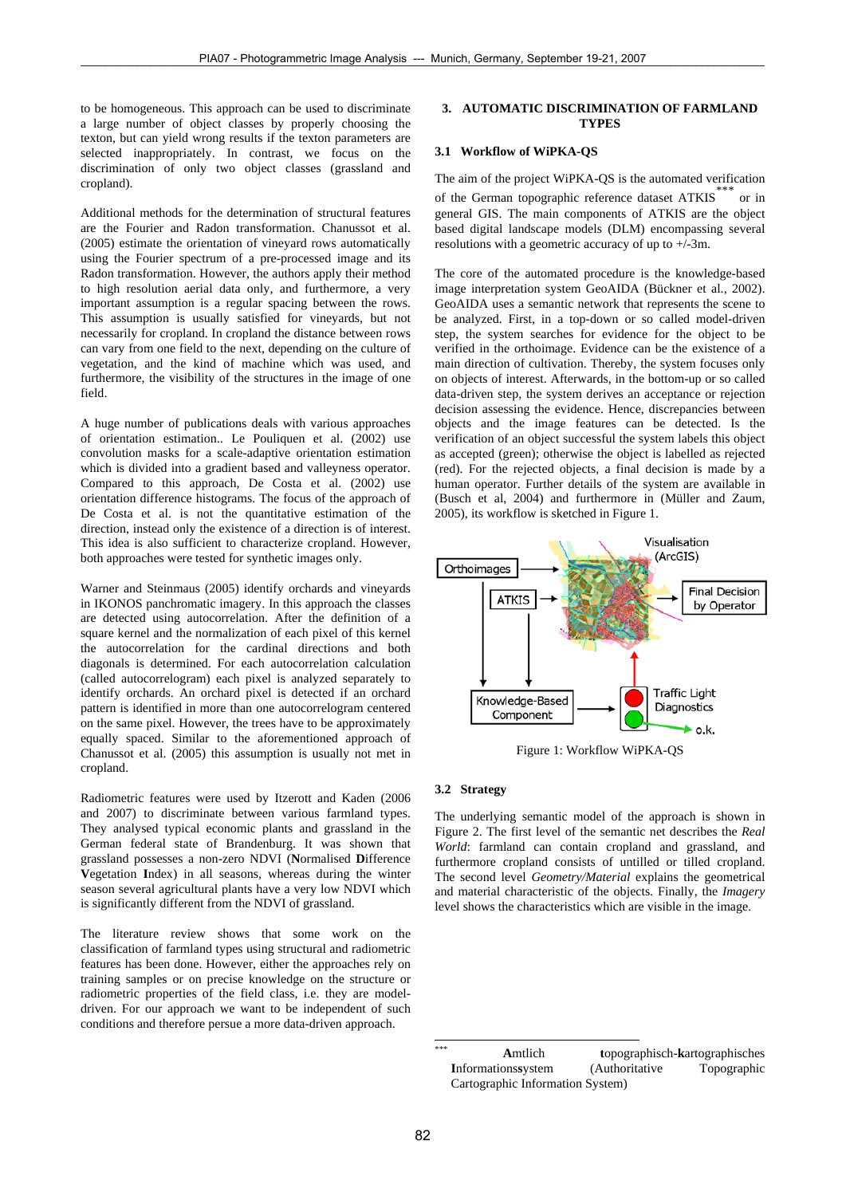to be homogeneous. This approach can be used to discriminate a large number of object classes by properly choosing the texton, but can yield wrong results if the texton parameters are selected inappropriately. In contrast, we focus on the discrimination of only two object classes (grassland and cropland).

Additional methods for the determination of structural features are the Fourier and Radon transformation. Chanussot et al. (2005) estimate the orientation of vineyard rows automatically using the Fourier spectrum of a pre-processed image and its Radon transformation. However, the authors apply their method to high resolution aerial data only, and furthermore, a very important assumption is a regular spacing between the rows. This assumption is usually satisfied for vineyards, but not necessarily for cropland. In cropland the distance between rows can vary from one field to the next, depending on the culture of vegetation, and the kind of machine which was used, and furthermore, the visibility of the structures in the image of one field.

A huge number of publications deals with various approaches of orientation estimation.. Le Pouliquen et al. (2002) use convolution masks for a scale-adaptive orientation estimation which is divided into a gradient based and valleyness operator. Compared to this approach, De Costa et al. (2002) use orientation difference histograms. The focus of the approach of De Costa et al. is not the quantitative estimation of the direction, instead only the existence of a direction is of interest. This idea is also sufficient to characterize cropland. However, both approaches were tested for synthetic images only.

Warner and Steinmaus (2005) identify orchards and vineyards in IKONOS panchromatic imagery. In this approach the classes are detected using autocorrelation. After the definition of a square kernel and the normalization of each pixel of this kernel the autocorrelation for the cardinal directions and both diagonals is determined. For each autocorrelation calculation (called autocorrelogram) each pixel is analyzed separately to identify orchards. An orchard pixel is detected if an orchard pattern is identified in more than one autocorrelogram centered on the same pixel. However, the trees have to be approximately equally spaced. Similar to the aforementioned approach of Chanussot et al. (2005) this assumption is usually not met in cropland.

Radiometric features were used by Itzerott and Kaden (2006 and 2007) to discriminate between various farmland types. They analysed typical economic plants and grassland in the German federal state of Brandenburg. It was shown that grassland possesses a non-zero NDVI (**N**ormalised **D**ifference **V**egetation **I**ndex) in all seasons, whereas during the winter season several agricultural plants have a very low NDVI which is significantly different from the NDVI of grassland.

The literature review shows that some work on the classification of farmland types using structural and radiometric features has been done. However, either the approaches rely on training samples or on precise knowledge on the structure or radiometric properties of the field class, i.e. they are model-driven. For our approach we want to be independent of such conditions and therefore persue a more data-driven approach.

## 3. AUTOMATIC DISCRIMINATION OF FARMLAND TYPES

### 3.1 Workflow of WiPKA-QS

The aim of the project WiPKA-QS is the automated verification of the German topographic reference dataset ATKIS[***] or in general GIS. The main components of ATKIS are the object based digital landscape models (DLM) encompassing several resolutions with a geometric accuracy of up to +/-3m.

The core of the automated procedure is the knowledge-based image interpretation system GeoAIDA (Bückner et al., 2002). GeoAIDA uses a semantic network that represents the scene to be analyzed. First, in a top-down or so called model-driven step, the system searches for evidence for the object to be verified in the orthoimage. Evidence can be the existence of a main direction of cultivation. Thereby, the system focuses only on objects of interest. Afterwards, in the bottom-up or so called data-driven step, the system derives an acceptance or rejection decision assessing the evidence. Hence, discrepancies between objects and the image features can be detected. Is the verification of an object successful the system labels this object as accepted (green); otherwise the object is labelled as rejected (red). For the rejected objects, a final decision is made by a human operator. Further details of the system are available in (Busch et al, 2004) and furthermore in (Müller and Zaum, 2005), its workflow is sketched in Figure 1.

Figure 1: Workflow WiPKA-QS

### 3.2 Strategy

The underlying semantic model of the approach is shown in Figure 2. The first level of the semantic net describes the *Real World*: farmland can contain cropland and grassland, and furthermore cropland consists of untilled or tilled cropland. The second level *Geometry/Material* explains the geometrical and material characteristic of the objects. Finally, the *Imagery* level shows the characteristics which are visible in the image.

[***] **A**mtlich **t**opographisch-**k**artographisches **I**nformations**s**ystem (Authoritative Topographic Cartographic Information System)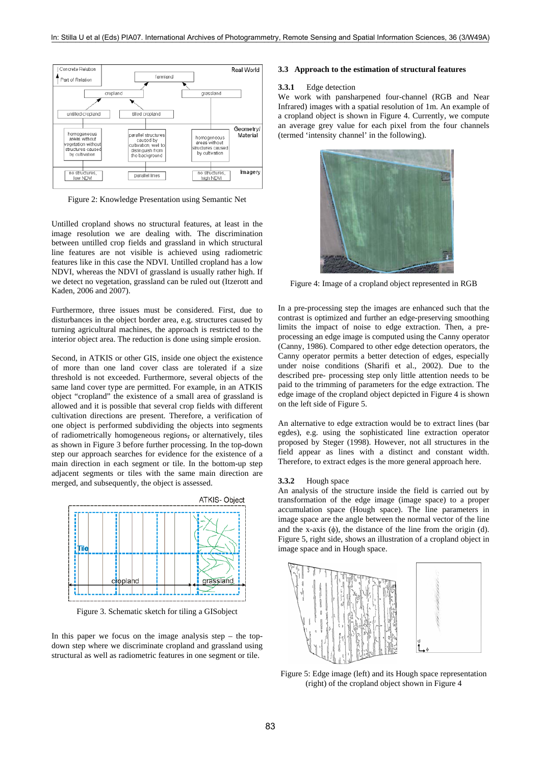Figure 2: Knowledge Presentation using Semantic Net

Untilled cropland shows no structural features, at least in the image resolution we are dealing with. The discrimination between untilled crop fields and grassland in which structural line features are not visible is achieved using radiometric features like in this case the NDVI. Untilled cropland has a low NDVI, whereas the NDVI of grassland is usually rather high. If we detect no vegetation, grassland can be ruled out (Itzerott and Kaden, 2006 and 2007).

Furthermore, three issues must be considered. First, due to disturbances in the object border area, e.g. structures caused by turning agricultural machines, the approach is restricted to the interior object area. The reduction is done using simple erosion.

Second, in ATKIS or other GIS, inside one object the existence of more than one land cover class are tolerated if a size threshold is not exceeded. Furthermore, several objects of the same land cover type are permitted. For example, in an ATKIS object "cropland" the existence of a small area of grassland is allowed and it is possible that several crop fields with different cultivation directions are present. Therefore, a verification of one object is performed subdividing the objects into segments of radiometrically homogeneous regions, or alternatively, tiles as shown in Figure 3 before further processing. In the top-down step our approach searches for evidence for the existence of a main direction in each segment or tile. In the bottom-up step adjacent segments or tiles with the same main direction are merged, and subsequently, the object is assessed.

Figure 3. Schematic sketch for tiling a GISobject

In this paper we focus on the image analysis step – the top-down step where we discriminate cropland and grassland using structural as well as radiometric features in one segment or tile.

### 3.3 Approach to the estimation of structural features

#### 3.3.1 Edge detection

We work with pansharpened four-channel (RGB and Near Infrared) images with a spatial resolution of 1m. An example of a cropland object is shown in Figure 4. Currently, we compute an average grey value for each pixel from the four channels (termed 'intensity channel' in the following).

Figure 4: Image of a cropland object represented in RGB

In a pre-processing step the images are enhanced such that the contrast is optimized and further an edge-preserving smoothing limits the impact of noise to edge extraction. Then, a pre-processing an edge image is computed using the Canny operator (Canny, 1986). Compared to other edge detection operators, the Canny operator permits a better detection of edges, especially under noise conditions (Sharifi et al., 2002). Due to the described pre- processing step only little attention needs to be paid to the trimming of parameters for the edge extraction. The edge image of the cropland object depicted in Figure 4 is shown on the left side of Figure 5.

An alternative to edge extraction would be to extract lines (bar egdes), e.g. using the sophisticated line extraction operator proposed by Steger (1998). However, not all structures in the field appear as lines with a distinct and constant width. Therefore, to extract edges is the more general approach here.

#### 3.3.2 Hough space

An analysis of the structure inside the field is carried out by transformation of the edge image (image space) to a proper accumulation space (Hough space). The line parameters in image space are the angle between the normal vector of the line and the x-axis ($\phi$), the distance of the line from the origin (d). Figure 5, right side, shows an illustration of a cropland object in image space and in Hough space.

Figure 5: Edge image (left) and its Hough space representation (right) of the cropland object shown in Figure 4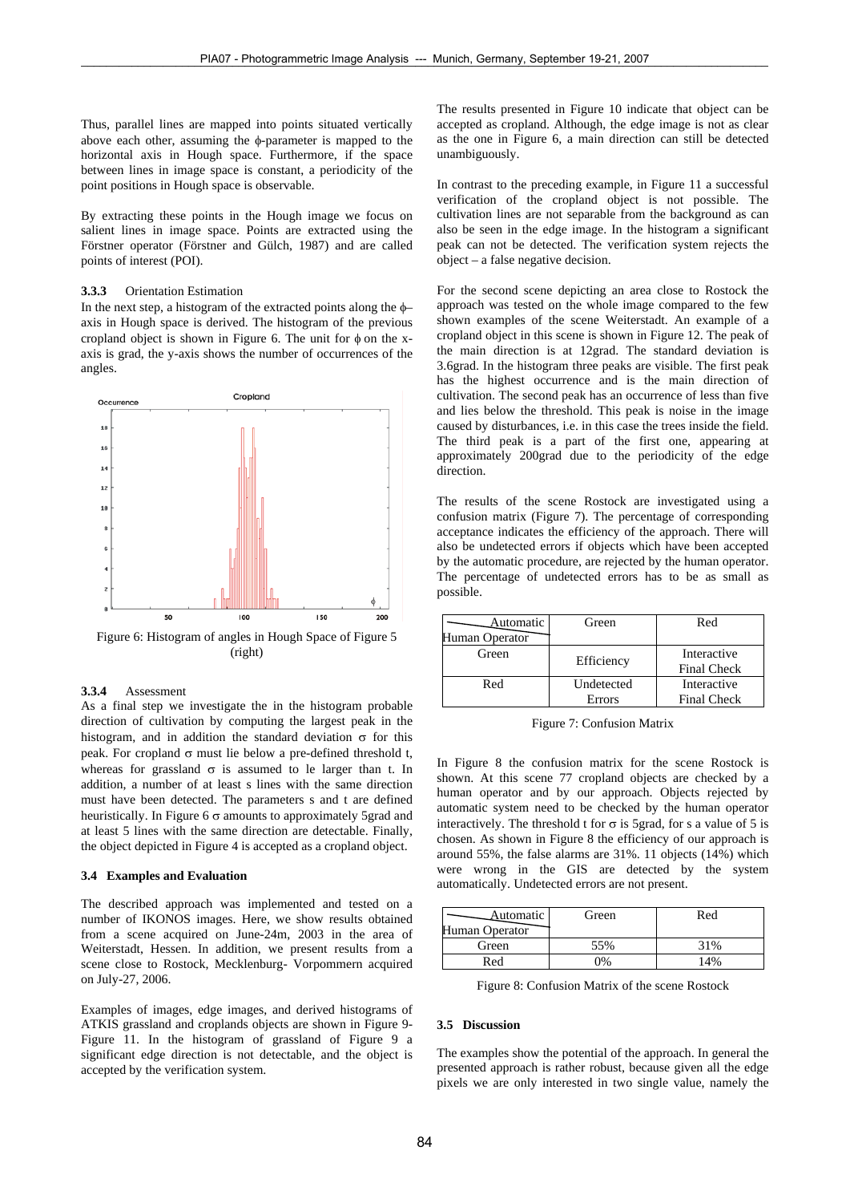Thus, parallel lines are mapped into points situated vertically above each other, assuming the $\phi$-parameter is mapped to the horizontal axis in Hough space. Furthermore, if the space between lines in image space is constant, a periodicity of the point positions in Hough space is observable.

By extracting these points in the Hough image we focus on salient lines in image space. Points are extracted using the Förstner operator (Förstner and Gülch, 1987) and are called points of interest (POI).

#### 3.3.3 Orientation Estimation

In the next step, a histogram of the extracted points along the $\phi$–axis in Hough space is derived. The histogram of the previous cropland object is shown in Figure 6. The unit for $\phi$ on the x-axis is grad, the y-axis shows the number of occurrences of the angles.

Figure 6: Histogram of angles in Hough Space of Figure 5 (right)

#### 3.3.4 Assessment

As a final step we investigate the in the histogram probable direction of cultivation by computing the largest peak in the histogram, and in addition the standard deviation $\sigma$ for this peak. For cropland $\sigma$ must lie below a pre-defined threshold t, whereas for grassland $\sigma$ is assumed to le larger than t. In addition, a number of at least s lines with the same direction must have been detected. The parameters s and t are defined heuristically. In Figure 6 $\sigma$ amounts to approximately 5grad and at least 5 lines with the same direction are detectable. Finally, the object depicted in Figure 4 is accepted as a cropland object.

### 3.4 Examples and Evaluation

The described approach was implemented and tested on a number of IKONOS images. Here, we show results obtained from a scene acquired on June-24m, 2003 in the area of Weiterstadt, Hessen. In addition, we present results from a scene close to Rostock, Mecklenburg- Vorpommern acquired on July-27, 2006.

Examples of images, edge images, and derived histograms of ATKIS grassland and croplands objects are shown in Figure 9-Figure 11. In the histogram of grassland of Figure 9 a significant edge direction is not detectable, and the object is accepted by the verification system.

The results presented in Figure 10 indicate that object can be accepted as cropland. Although, the edge image is not as clear as the one in Figure 6, a main direction can still be detected unambiguously.

In contrast to the preceding example, in Figure 11 a successful verification of the cropland object is not possible. The cultivation lines are not separable from the background as can also be seen in the edge image. In the histogram a significant peak can not be detected. The verification system rejects the object – a false negative decision.

For the second scene depicting an area close to Rostock the approach was tested on the whole image compared to the few shown examples of the scene Weiterstadt. An example of a cropland object in this scene is shown in Figure 12. The peak of the main direction is at 12grad. The standard deviation is 3.6grad. In the histogram three peaks are visible. The first peak has the highest occurrence and is the main direction of cultivation. The second peak has an occurrence of less than five and lies below the threshold. This peak is noise in the image caused by disturbances, i.e. in this case the trees inside the field. The third peak is a part of the first one, appearing at approximately 200grad due to the periodicity of the edge direction.

The results of the scene Rostock are investigated using a confusion matrix (Figure 7). The percentage of corresponding acceptance indicates the efficiency of the approach. There will also be undetected errors if objects which have been accepted by the automatic procedure, are rejected by the human operator. The percentage of undetected errors has to be as small as possible.

| Automatic / Human Operator | Green | Red |
|---|---|---|
| Green | Efficiency | Interactive Final Check |
| Red | Undetected Errors | Interactive Final Check |

Figure 7: Confusion Matrix

In Figure 8 the confusion matrix for the scene Rostock is shown. At this scene 77 cropland objects are checked by a human operator and by our approach. Objects rejected by automatic system need to be checked by the human operator interactively. The threshold t for $\sigma$ is 5grad, for s a value of 5 is chosen. As shown in Figure 8 the efficiency of our approach is around 55%, the false alarms are 31%. 11 objects (14%) which were wrong in the GIS are detected by the system automatically. Undetected errors are not present.

| Automatic / Human Operator | Green | Red |
|---|---|---|
| Green | 55% | 31% |
| Red | 0% | 14% |

Figure 8: Confusion Matrix of the scene Rostock

### 3.5 Discussion

The examples show the potential of the approach. In general the presented approach is rather robust, because given all the edge pixels we are only interested in two single value, namely the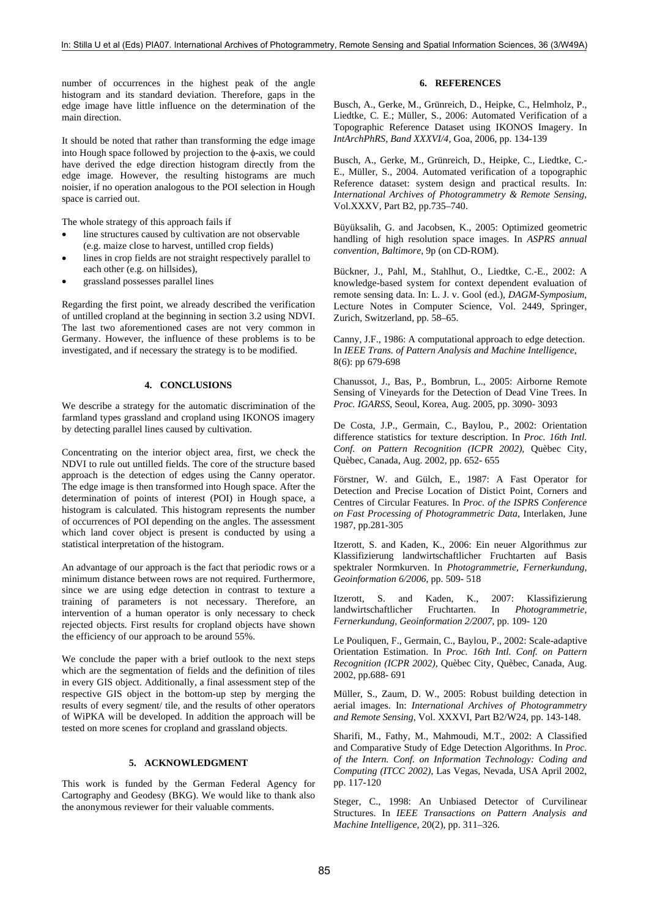number of occurrences in the highest peak of the angle histogram and its standard deviation. Therefore, gaps in the edge image have little influence on the determination of the main direction.

It should be noted that rather than transforming the edge image into Hough space followed by projection to the $\phi$-axis, we could have derived the edge direction histogram directly from the edge image. However, the resulting histograms are much noisier, if no operation analogous to the POI selection in Hough space is carried out.

The whole strategy of this approach fails if

- line structures caused by cultivation are not observable (e.g. maize close to harvest, untilled crop fields)
- lines in crop fields are not straight respectively parallel to each other (e.g. on hillsides),
- grassland possesses parallel lines

Regarding the first point, we already described the verification of untilled cropland at the beginning in section 3.2 using NDVI. The last two aforementioned cases are not very common in Germany. However, the influence of these problems is to be investigated, and if necessary the strategy is to be modified.

## 4. CONCLUSIONS

We describe a strategy for the automatic discrimination of the farmland types grassland and cropland using IKONOS imagery by detecting parallel lines caused by cultivation.

Concentrating on the interior object area, first, we check the NDVI to rule out untilled fields. The core of the structure based approach is the detection of edges using the Canny operator. The edge image is then transformed into Hough space. After the determination of points of interest (POI) in Hough space, a histogram is calculated. This histogram represents the number of occurrences of POI depending on the angles. The assessment which land cover object is present is conducted by using a statistical interpretation of the histogram.

An advantage of our approach is the fact that periodic rows or a minimum distance between rows are not required. Furthermore, since we are using edge detection in contrast to texture a training of parameters is not necessary. Therefore, an intervention of a human operator is only necessary to check rejected objects. First results for cropland objects have shown the efficiency of our approach to be around 55%.

We conclude the paper with a brief outlook to the next steps which are the segmentation of fields and the definition of tiles in every GIS object. Additionally, a final assessment step of the respective GIS object in the bottom-up step by merging the results of every segment/ tile, and the results of other operators of WiPKA will be developed. In addition the approach will be tested on more scenes for cropland and grassland objects.

## 5. ACKNOWLEDGMENT

This work is funded by the German Federal Agency for Cartography and Geodesy (BKG). We would like to thank also the anonymous reviewer for their valuable comments.

## 6. REFERENCES

Busch, A., Gerke, M., Grünreich, D., Heipke, C., Helmholz, P., Liedtke, C. E.; Müller, S., 2006: Automated Verification of a Topographic Reference Dataset using IKONOS Imagery. In *IntArchPhRS, Band XXXVI/4*, Goa, 2006, pp. 134-139

Busch, A., Gerke, M., Grünreich, D., Heipke, C., Liedtke, C.-E., Müller, S., 2004. Automated verification of a topographic Reference dataset: system design and practical results. In: *International Archives of Photogrammetry & Remote Sensing*, Vol.XXXV, Part B2, pp.735–740.

Büyüksalih, G. and Jacobsen, K., 2005: Optimized geometric handling of high resolution space images. In *ASPRS annual convention, Baltimore*, 9p (on CD-ROM).

Bückner, J., Pahl, M., Stahlhut, O., Liedtke, C.-E., 2002: A knowledge-based system for context dependent evaluation of remote sensing data. In: L. J. v. Gool (ed.), *DAGM-Symposium*, Lecture Notes in Computer Science, Vol. 2449, Springer, Zurich, Switzerland, pp. 58–65.

Canny, J.F., 1986: A computational approach to edge detection. In *IEEE Trans. of Pattern Analysis and Machine Intelligence*, 8(6): pp 679-698

Chanussot, J., Bas, P., Bombrun, L., 2005: Airborne Remote Sensing of Vineyards for the Detection of Dead Vine Trees. In *Proc. IGARSS*, Seoul, Korea, Aug. 2005, pp. 3090- 3093

De Costa, J.P., Germain, C., Baylou, P., 2002: Orientation difference statistics for texture description. In *Proc. 16th Intl. Conf. on Pattern Recognition (ICPR 2002)*, Quèbec City, Quèbec, Canada, Aug. 2002, pp. 652- 655

Förstner, W. and Gülch, E., 1987: A Fast Operator for Detection and Precise Location of Distict Point, Corners and Centres of Circular Features. In *Proc. of the ISPRS Conference on Fast Processing of Photogrammetric Data*, Interlaken, June 1987, pp.281-305

Itzerott, S. and Kaden, K., 2006: Ein neuer Algorithmus zur Klassifizierung landwirtschaftlicher Fruchtarten auf Basis spektraler Normkurven. In *Photogrammetrie, Fernerkundung, Geoinformation 6/2006*, pp. 509- 518

Itzerott, S. and Kaden, K., 2007: Klassifizierung landwirtschaftlicher Fruchtarten. In *Photogrammetrie, Fernerkundung, Geoinformation 2/2007*, pp. 109- 120

Le Pouliquen, F., Germain, C., Baylou, P., 2002: Scale-adaptive Orientation Estimation. In *Proc. 16th Intl. Conf. on Pattern Recognition (ICPR 2002)*, Quèbec City, Quèbec, Canada, Aug. 2002, pp.688- 691

Müller, S., Zaum, D. W., 2005: Robust building detection in aerial images. In: *International Archives of Photogrammetry and Remote Sensing*, Vol. XXXVI, Part B2/W24, pp. 143-148.

Sharifi, M., Fathy, M., Mahmoudi, M.T., 2002: A Classified and Comparative Study of Edge Detection Algorithms. In *Proc. of the Intern. Conf. on Information Technology: Coding and Computing (ITCC 2002)*, Las Vegas, Nevada, USA April 2002, pp. 117-120

Steger, C., 1998: An Unbiased Detector of Curvilinear Structures. In *IEEE Transactions on Pattern Analysis and Machine Intelligence*, 20(2), pp. 311–326.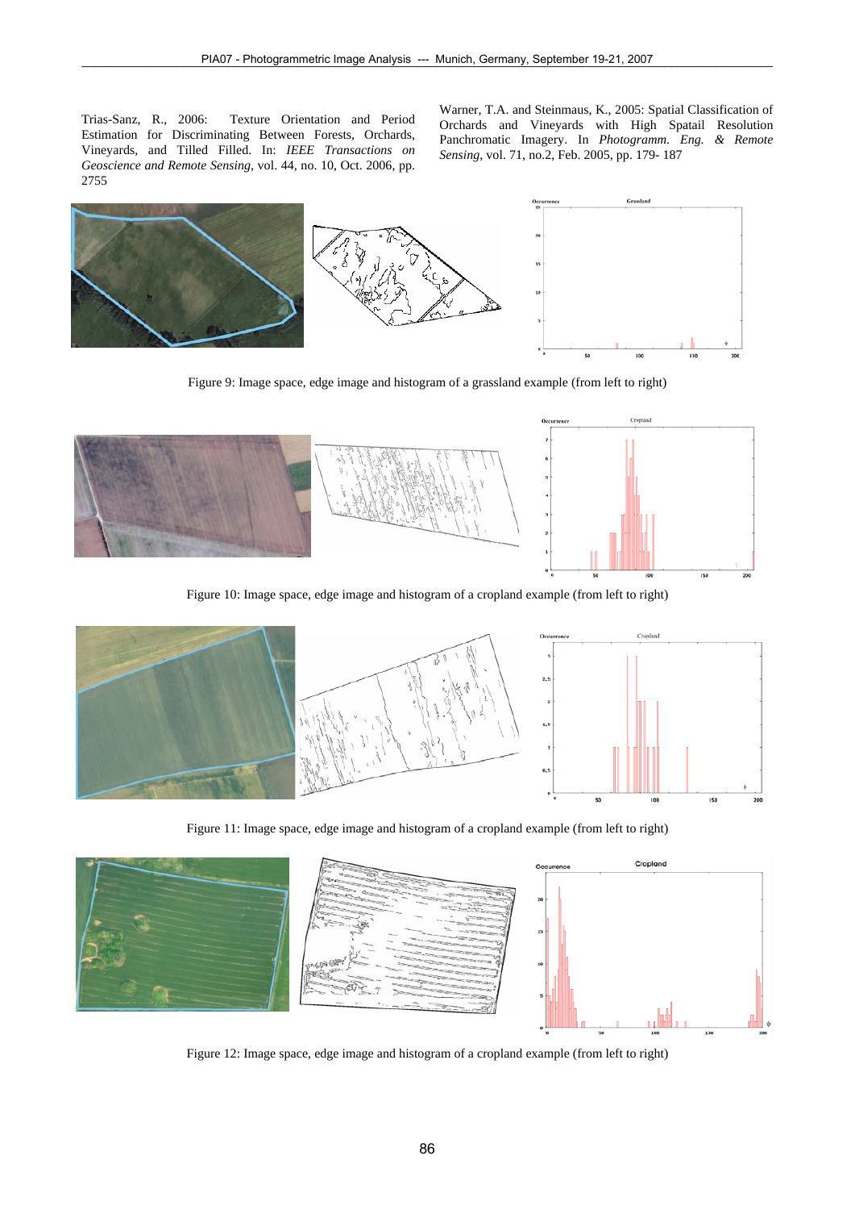Trias-Sanz, R., 2006: Texture Orientation and Period Estimation for Discriminating Between Forests, Orchards, Vineyards, and Tilled Filled. In: *IEEE Transactions on Geoscience and Remote Sensing*, vol. 44, no. 10, Oct. 2006, pp. 2755

Warner, T.A. and Steinmaus, K., 2005: Spatial Classification of Orchards and Vineyards with High Spatail Resolution Panchromatic Imagery. In *Photogramm. Eng. & Remote Sensing*, vol. 71, no.2, Feb. 2005, pp. 179- 187

Figure 9: Image space, edge image and histogram of a grassland example (from left to right)

Figure 10: Image space, edge image and histogram of a cropland example (from left to right)

Figure 11: Image space, edge image and histogram of a cropland example (from left to right)

Figure 12: Image space, edge image and histogram of a cropland example (from left to right)